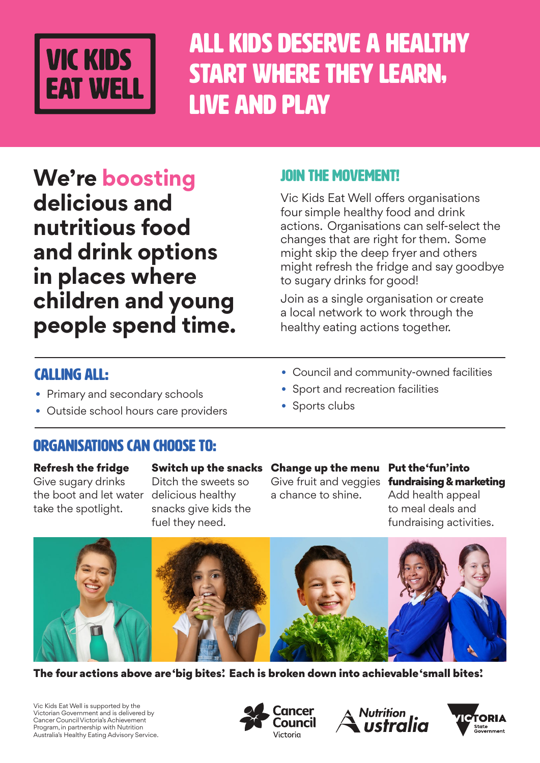# VIC KIDS EAT WELL

# ALL KIDS DESERVE A HEALTHY START WHERE THEY LEARN, LIVE AND PLAY

**We're boosting delicious and nutritious food and drink options in places where children and young people spend time.**

## JOIN THE MOVEMENT!

Vic Kids Eat Well offers organisations four simple healthy food and drink actions. Organisations can self-select the changes that are right for them. Some might skip the deep fryer and others might refresh the fridge and say goodbye to sugary drinks for good!

Join as a single organisation or create a local network to work through the healthy eating actions together.

## CALLING ALL:

- Primary and secondary schools
- Outside school hours care providers
- Council and community-owned facilities
- Sport and recreation facilities
- Sports clubs

## ORGANISATIONS CAN CHOOSE TO:

**Refresh the fridge**
Give sugary drinks the boot and let water take the spotlight.

**Switch up the snacks**
Ditch the sweets so delicious healthy snacks give kids the fuel they need.

**Change up the menu**
Give fruit and veggies a chance to shine.

**Put the 'fun' into fundraising & marketing**
Add health appeal to meal deals and fundraising activities.

**The four actions above are 'big bites'. Each is broken down into achievable 'small bites'.**

Vic Kids Eat Well is supported by the Victorian Government and is delivered by Cancer Council Victoria's Achievement Program, in partnership with Nutrition Australia's Healthy Eating Advisory Service.

Cancer Council Victoria | Nutrition Australia | Victoria State Government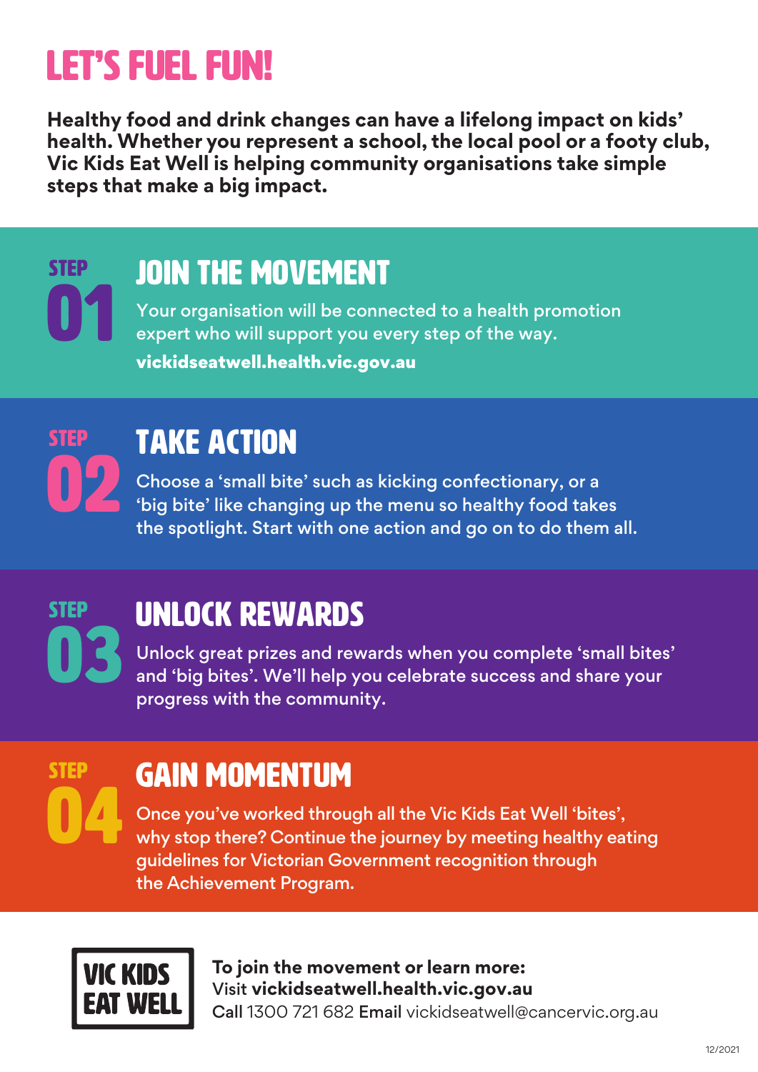# LET'S FUEL FUN!

**Healthy food and drink changes can have a lifelong impact on kids' health. Whether you represent a school, the local pool or a footy club, Vic Kids Eat Well is helping community organisations take simple steps that make a big impact.**

## STEP 01 JOIN THE MOVEMENT

Your organisation will be connected to a health promotion expert who will support you every step of the way.

**vickidseatwell.health.vic.gov.au**

## STEP 02 TAKE ACTION

Choose a 'small bite' such as kicking confectionary, or a 'big bite' like changing up the menu so healthy food takes the spotlight. Start with one action and go on to do them all.

## STEP 03 UNLOCK REWARDS

Unlock great prizes and rewards when you complete 'small bites' and 'big bites'. We'll help you celebrate success and share your progress with the community.

## STEP 04 GAIN MOMENTUM

Once you've worked through all the Vic Kids Eat Well 'bites', why stop there? Continue the journey by meeting healthy eating guidelines for Victorian Government recognition through the Achievement Program.

VIC KIDS EAT WELL

**To join the movement or learn more:**
Visit **vickidseatwell.health.vic.gov.au**
**Call** 1300 721 682 **Email** vickidseatwell@cancervic.org.au

12/2021